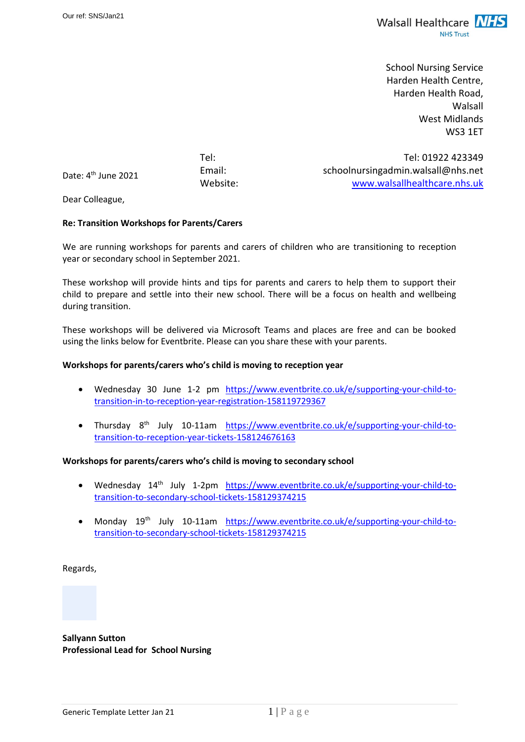Our ref: SNS/Jan21

Walsall Healthcare NHS Trust

School Nursing Service
Harden Health Centre,
Harden Health Road,
Walsall
West Midlands
WS3 1ET

Date: 4th June 2021

Tel: 01922 423349
Email: schoolnursingadmin.walsall@nhs.net
Website: [www.walsallhealthcare.nhs.uk](www.walsallhealthcare.nhs.uk)

Dear Colleague,

**Re: Transition Workshops for Parents/Carers**

We are running workshops for parents and carers of children who are transitioning to reception year or secondary school in September 2021.

These workshop will provide hints and tips for parents and carers to help them to support their child to prepare and settle into their new school. There will be a focus on health and wellbeing during transition.

These workshops will be delivered via Microsoft Teams and places are free and can be booked using the links below for Eventbrite. Please can you share these with your parents.

**Workshops for parents/carers who's child is moving to reception year**

- Wednesday 30 June 1-2 pm [https://www.eventbrite.co.uk/e/supporting-your-child-to-transition-in-to-reception-year-registration-158119729367](https://www.eventbrite.co.uk/e/supporting-your-child-to-transition-in-to-reception-year-registration-158119729367)
- Thursday 8th July 10-11am [https://www.eventbrite.co.uk/e/supporting-your-child-to-transition-to-reception-year-tickets-158124676163](https://www.eventbrite.co.uk/e/supporting-your-child-to-transition-to-reception-year-tickets-158124676163)

**Workshops for parents/carers who's child is moving to secondary school**

- Wednesday 14th July 1-2pm [https://www.eventbrite.co.uk/e/supporting-your-child-to-transition-to-secondary-school-tickets-158129374215](https://www.eventbrite.co.uk/e/supporting-your-child-to-transition-to-secondary-school-tickets-158129374215)
- Monday 19th July 10-11am [https://www.eventbrite.co.uk/e/supporting-your-child-to-transition-to-secondary-school-tickets-158129374215](https://www.eventbrite.co.uk/e/supporting-your-child-to-transition-to-secondary-school-tickets-158129374215)

Regards,

**Sallyann Sutton**
**Professional Lead for School Nursing**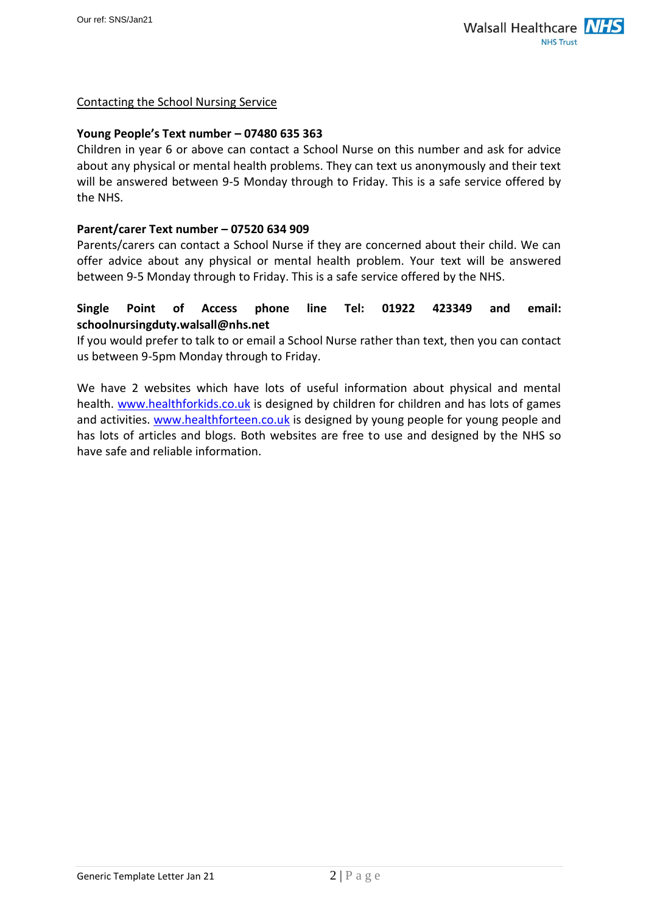<u>Contacting the School Nursing Service</u>

**Young People's Text number – 07480 635 363**

Children in year 6 or above can contact a School Nurse on this number and ask for advice about any physical or mental health problems. They can text us anonymously and their text will be answered between 9-5 Monday through to Friday. This is a safe service offered by the NHS.

**Parent/carer Text number – 07520 634 909**

Parents/carers can contact a School Nurse if they are concerned about their child. We can offer advice about any physical or mental health problem. Your text will be answered between 9-5 Monday through to Friday. This is a safe service offered by the NHS.

**Single Point of Access phone line Tel: 01922 423349 and email: schoolnursingduty.walsall@nhs.net**

If you would prefer to talk to or email a School Nurse rather than text, then you can contact us between 9-5pm Monday through to Friday.

We have 2 websites which have lots of useful information about physical and mental health. www.healthforkids.co.uk is designed by children for children and has lots of games and activities. www.healthforteen.co.uk is designed by young people for young people and has lots of articles and blogs. Both websites are free to use and designed by the NHS so have safe and reliable information.